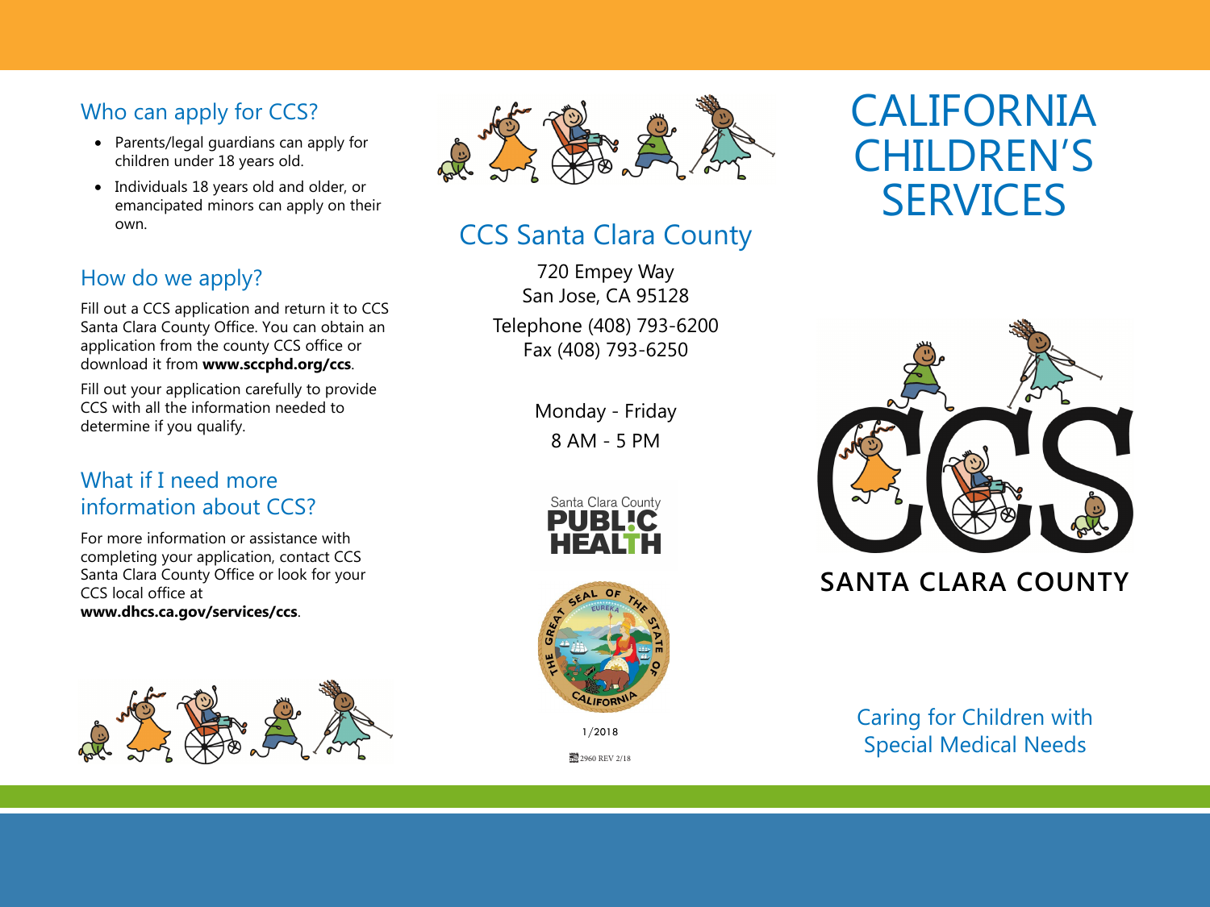## Who can apply for CCS?

- Parents/legal guardians can apply for children under 18 years old.
- Individuals 18 years old and older, or emancipated minors can apply on their own.

## How do we apply?

Fill out a CCS application and return it to CCS Santa Clara County Office. You can obtain an application from the county CCS office or download it from **www.sccphd.org/ccs**.

Fill out your application carefully to provide CCS with all the information needed to determine if you qualify.

## What if I need more information about CCS?

For more information or assistance with completing your application, contact CCS Santa Clara County Office or look for your CCS local office at **www.dhcs.ca.gov/services/ccs**.

## CCS Santa Clara County

720 Empey Way
San Jose, CA 95128

Telephone (408) 793-6200
Fax (408) 793-6250

Monday - Friday
8 AM - 5 PM

Santa Clara County
**PUBLIC HEALTH**

1/2018

2960 REV 2/18

# CALIFORNIA CHILDREN'S SERVICES

**CCS**

**SANTA CLARA COUNTY**

Caring for Children with Special Medical Needs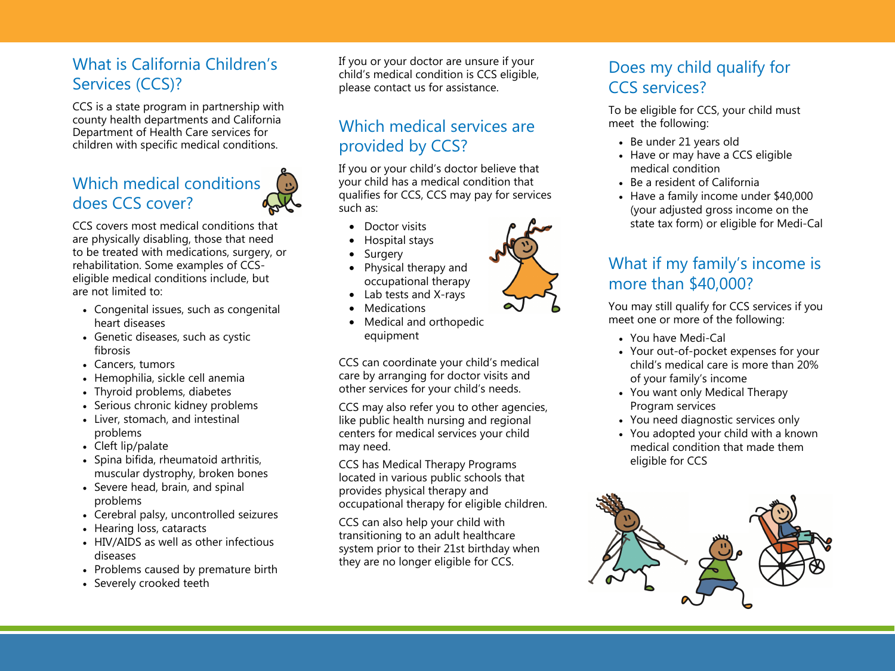## What is California Children's Services (CCS)?

CCS is a state program in partnership with county health departments and California Department of Health Care services for children with specific medical conditions.

## Which medical conditions does CCS cover?

CCS covers most medical conditions that are physically disabling, those that need to be treated with medications, surgery, or rehabilitation. Some examples of CCS-eligible medical conditions include, but are not limited to:

- Congenital issues, such as congenital heart diseases
- Genetic diseases, such as cystic fibrosis
- Cancers, tumors
- Hemophilia, sickle cell anemia
- Thyroid problems, diabetes
- Serious chronic kidney problems
- Liver, stomach, and intestinal problems
- Cleft lip/palate
- Spina bifida, rheumatoid arthritis, muscular dystrophy, broken bones
- Severe head, brain, and spinal problems
- Cerebral palsy, uncontrolled seizures
- Hearing loss, cataracts
- HIV/AIDS as well as other infectious diseases
- Problems caused by premature birth
- Severely crooked teeth

If you or your doctor are unsure if your child's medical condition is CCS eligible, please contact us for assistance.

## Which medical services are provided by CCS?

If you or your child's doctor believe that your child has a medical condition that qualifies for CCS, CCS may pay for services such as:

- Doctor visits
- Hospital stays
- Surgery
- Physical therapy and occupational therapy
- Lab tests and X-rays
- Medications
- Medical and orthopedic equipment

CCS can coordinate your child's medical care by arranging for doctor visits and other services for your child's needs.

CCS may also refer you to other agencies, like public health nursing and regional centers for medical services your child may need.

CCS has Medical Therapy Programs located in various public schools that provides physical therapy and occupational therapy for eligible children.

CCS can also help your child with transitioning to an adult healthcare system prior to their 21st birthday when they are no longer eligible for CCS.

## Does my child qualify for CCS services?

To be eligible for CCS, your child must meet the following:

- Be under 21 years old
- Have or may have a CCS eligible medical condition
- Be a resident of California
- Have a family income under $40,000 (your adjusted gross income on the state tax form) or eligible for Medi-Cal

## What if my family's income is more than $40,000?

You may still qualify for CCS services if you meet one or more of the following:

- You have Medi-Cal
- Your out-of-pocket expenses for your child's medical care is more than 20% of your family's income
- You want only Medical Therapy Program services
- You need diagnostic services only
- You adopted your child with a known medical condition that made them eligible for CCS